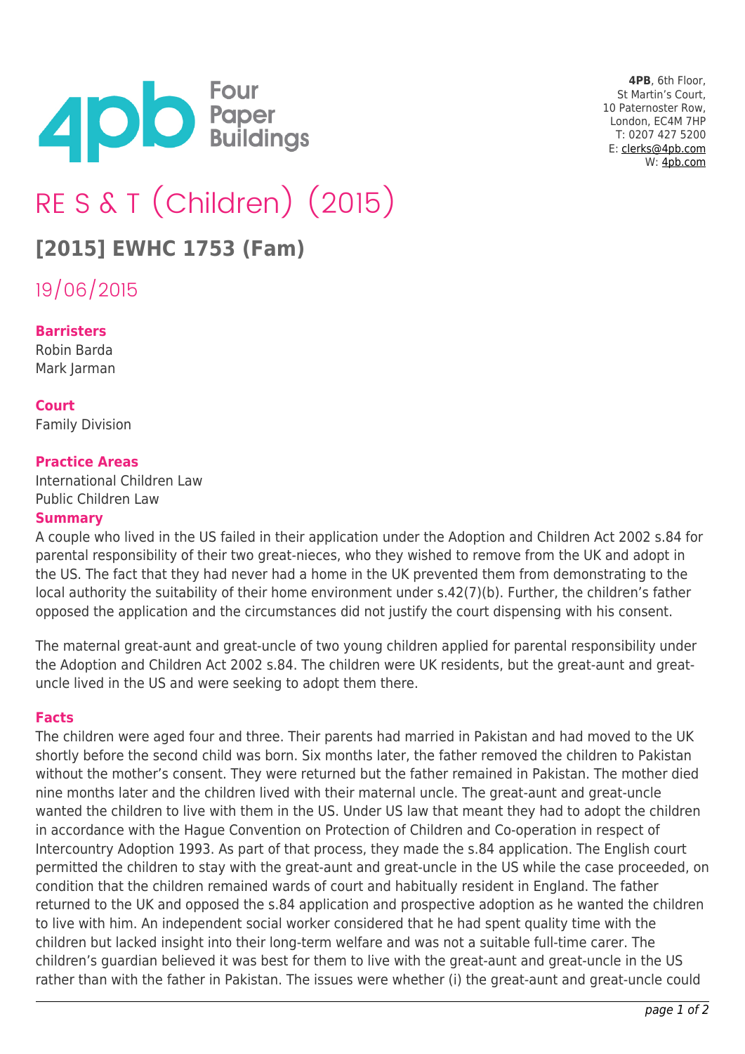4PB, 6th Floor,
St Martin's Court,
10 Paternoster Row,
London, EC4M 7HP
T: 0207 427 5200
E: clerks@4pb.com
W: 4pb.com

# RE S & T (Children) (2015)

## [2015] EWHC 1753 (Fam)

19/06/2015

**Barristers**
Robin Barda
Mark Jarman

**Court**
Family Division

**Practice Areas**
International Children Law
Public Children Law

**Summary**

A couple who lived in the US failed in their application under the Adoption and Children Act 2002 s.84 for parental responsibility of their two great-nieces, who they wished to remove from the UK and adopt in the US. The fact that they had never had a home in the UK prevented them from demonstrating to the local authority the suitability of their home environment under s.42(7)(b). Further, the children's father opposed the application and the circumstances did not justify the court dispensing with his consent.

The maternal great-aunt and great-uncle of two young children applied for parental responsibility under the Adoption and Children Act 2002 s.84. The children were UK residents, but the great-aunt and great-uncle lived in the US and were seeking to adopt them there.

**Facts**

The children were aged four and three. Their parents had married in Pakistan and had moved to the UK shortly before the second child was born. Six months later, the father removed the children to Pakistan without the mother's consent. They were returned but the father remained in Pakistan. The mother died nine months later and the children lived with their maternal uncle. The great-aunt and great-uncle wanted the children to live with them in the US. Under US law that meant they had to adopt the children in accordance with the Hague Convention on Protection of Children and Co-operation in respect of Intercountry Adoption 1993. As part of that process, they made the s.84 application. The English court permitted the children to stay with the great-aunt and great-uncle in the US while the case proceeded, on condition that the children remained wards of court and habitually resident in England. The father returned to the UK and opposed the s.84 application and prospective adoption as he wanted the children to live with him. An independent social worker considered that he had spent quality time with the children but lacked insight into their long-term welfare and was not a suitable full-time carer. The children's guardian believed it was best for them to live with the great-aunt and great-uncle in the US rather than with the father in Pakistan. The issues were whether (i) the great-aunt and great-uncle could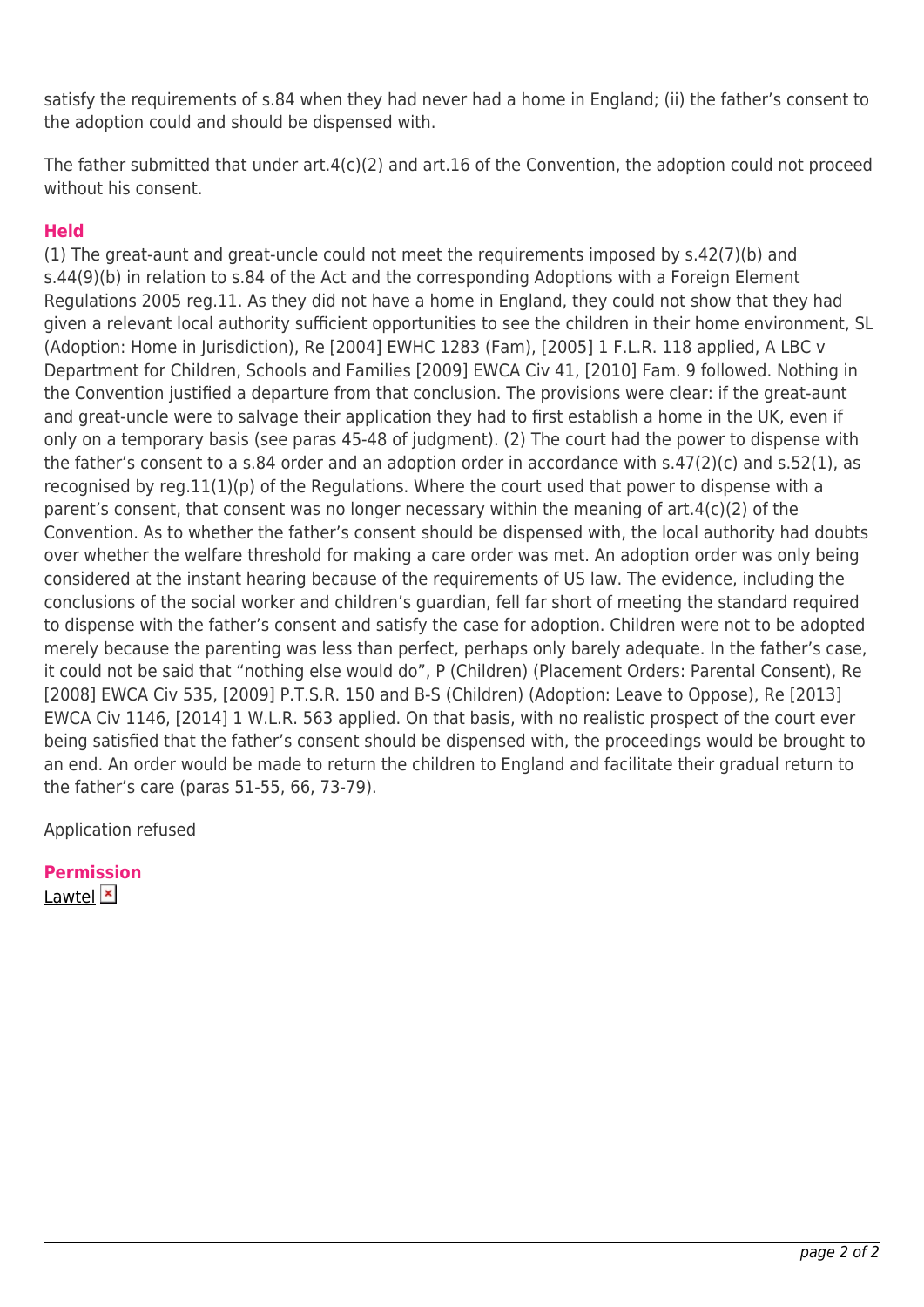satisfy the requirements of s.84 when they had never had a home in England; (ii) the father's consent to the adoption could and should be dispensed with.

The father submitted that under art.4(c)(2) and art.16 of the Convention, the adoption could not proceed without his consent.

### Held

(1) The great-aunt and great-uncle could not meet the requirements imposed by s.42(7)(b) and s.44(9)(b) in relation to s.84 of the Act and the corresponding Adoptions with a Foreign Element Regulations 2005 reg.11. As they did not have a home in England, they could not show that they had given a relevant local authority sufficient opportunities to see the children in their home environment, SL (Adoption: Home in Jurisdiction), Re [2004] EWHC 1283 (Fam), [2005] 1 F.L.R. 118 applied, A LBC v Department for Children, Schools and Families [2009] EWCA Civ 41, [2010] Fam. 9 followed. Nothing in the Convention justified a departure from that conclusion. The provisions were clear: if the great-aunt and great-uncle were to salvage their application they had to first establish a home in the UK, even if only on a temporary basis (see paras 45-48 of judgment). (2) The court had the power to dispense with the father's consent to a s.84 order and an adoption order in accordance with s.47(2)(c) and s.52(1), as recognised by reg.11(1)(p) of the Regulations. Where the court used that power to dispense with a parent's consent, that consent was no longer necessary within the meaning of art.4(c)(2) of the Convention. As to whether the father's consent should be dispensed with, the local authority had doubts over whether the welfare threshold for making a care order was met. An adoption order was only being considered at the instant hearing because of the requirements of US law. The evidence, including the conclusions of the social worker and children's guardian, fell far short of meeting the standard required to dispense with the father's consent and satisfy the case for adoption. Children were not to be adopted merely because the parenting was less than perfect, perhaps only barely adequate. In the father's case, it could not be said that "nothing else would do", P (Children) (Placement Orders: Parental Consent), Re [2008] EWCA Civ 535, [2009] P.T.S.R. 150 and B-S (Children) (Adoption: Leave to Oppose), Re [2013] EWCA Civ 1146, [2014] 1 W.L.R. 563 applied. On that basis, with no realistic prospect of the court ever being satisfied that the father's consent should be dispensed with, the proceedings would be brought to an end. An order would be made to return the children to England and facilitate their gradual return to the father's care (paras 51-55, 66, 73-79).

Application refused

### Permission

Lawtel